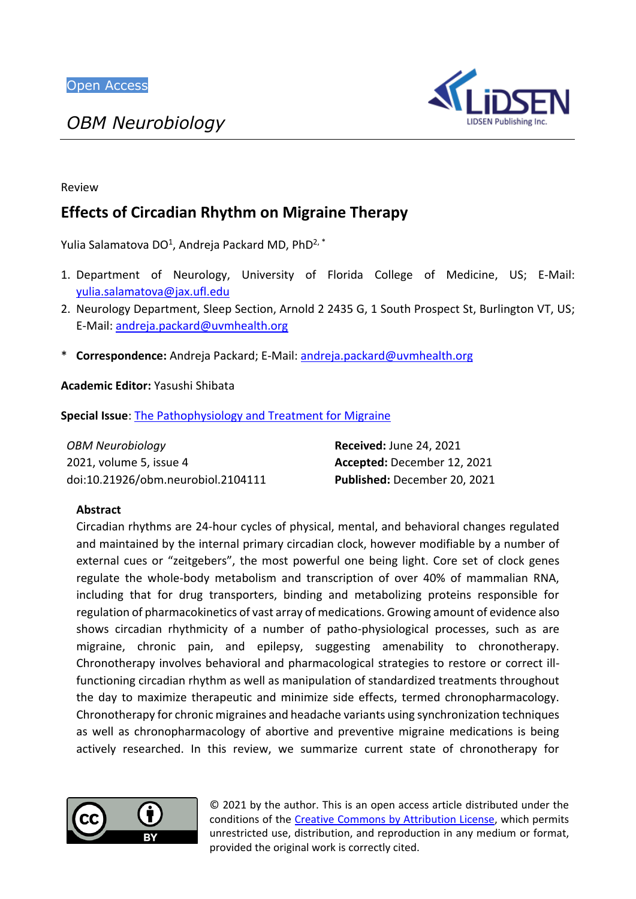Open Access

*OBM Neurobiology*

Review

# Effects of Circadian Rhythm on Migraine Therapy

Yulia Salamatova DO[1], Andreja Packard MD, PhD[2,*]

1. Department of Neurology, University of Florida College of Medicine, US; E-Mail: yulia.salamatova@jax.ufl.edu
2. Neurology Department, Sleep Section, Arnold 2 2435 G, 1 South Prospect St, Burlington VT, US; E-Mail: andreja.packard@uvmhealth.org

\* **Correspondence:** Andreja Packard; E-Mail: andreja.packard@uvmhealth.org

**Academic Editor:** Yasushi Shibata

**Special Issue**: The Pathophysiology and Treatment for Migraine

| | |
|---|---|
| *OBM Neurobiology* | **Received:** June 24, 2021 |
| 2021, volume 5, issue 4 | **Accepted:** December 12, 2021 |
| doi:10.21926/obm.neurobiol.2104111 | **Published:** December 20, 2021 |

## Abstract

Circadian rhythms are 24-hour cycles of physical, mental, and behavioral changes regulated and maintained by the internal primary circadian clock, however modifiable by a number of external cues or "zeitgebers", the most powerful one being light. Core set of clock genes regulate the whole-body metabolism and transcription of over 40% of mammalian RNA, including that for drug transporters, binding and metabolizing proteins responsible for regulation of pharmacokinetics of vast array of medications. Growing amount of evidence also shows circadian rhythmicity of a number of patho-physiological processes, such as are migraine, chronic pain, and epilepsy, suggesting amenability to chronotherapy. Chronotherapy involves behavioral and pharmacological strategies to restore or correct ill-functioning circadian rhythm as well as manipulation of standardized treatments throughout the day to maximize therapeutic and minimize side effects, termed chronopharmacology. Chronotherapy for chronic migraines and headache variants using synchronization techniques as well as chronopharmacology of abortive and preventive migraine medications is being actively researched. In this review, we summarize current state of chronotherapy for

© 2021 by the author. This is an open access article distributed under the conditions of the Creative Commons by Attribution License, which permits unrestricted use, distribution, and reproduction in any medium or format, provided the original work is correctly cited.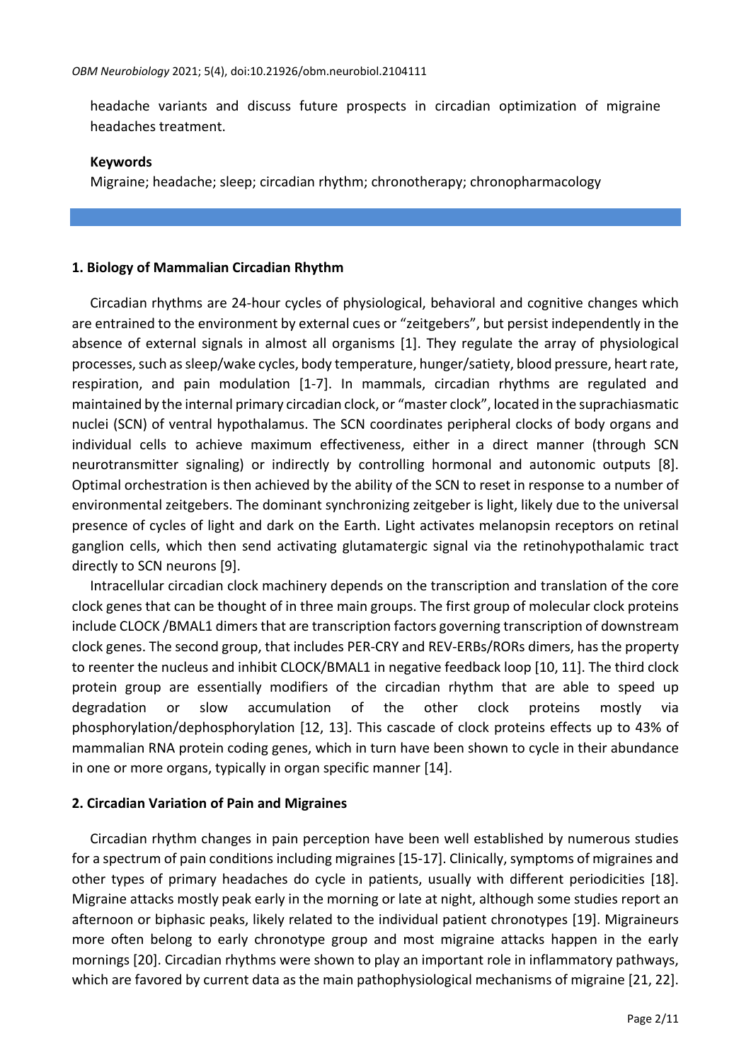headache variants and discuss future prospects in circadian optimization of migraine headaches treatment.

**Keywords**

Migraine; headache; sleep; circadian rhythm; chronotherapy; chronopharmacology

## 1. Biology of Mammalian Circadian Rhythm

Circadian rhythms are 24-hour cycles of physiological, behavioral and cognitive changes which are entrained to the environment by external cues or "zeitgebers", but persist independently in the absence of external signals in almost all organisms [1]. They regulate the array of physiological processes, such as sleep/wake cycles, body temperature, hunger/satiety, blood pressure, heart rate, respiration, and pain modulation [1-7]. In mammals, circadian rhythms are regulated and maintained by the internal primary circadian clock, or "master clock", located in the suprachiasmatic nuclei (SCN) of ventral hypothalamus. The SCN coordinates peripheral clocks of body organs and individual cells to achieve maximum effectiveness, either in a direct manner (through SCN neurotransmitter signaling) or indirectly by controlling hormonal and autonomic outputs [8]. Optimal orchestration is then achieved by the ability of the SCN to reset in response to a number of environmental zeitgebers. The dominant synchronizing zeitgeber is light, likely due to the universal presence of cycles of light and dark on the Earth. Light activates melanopsin receptors on retinal ganglion cells, which then send activating glutamatergic signal via the retinohypothalamic tract directly to SCN neurons [9].

Intracellular circadian clock machinery depends on the transcription and translation of the core clock genes that can be thought of in three main groups. The first group of molecular clock proteins include CLOCK /BMAL1 dimers that are transcription factors governing transcription of downstream clock genes. The second group, that includes PER-CRY and REV-ERBs/RORs dimers, has the property to reenter the nucleus and inhibit CLOCK/BMAL1 in negative feedback loop [10, 11]. The third clock protein group are essentially modifiers of the circadian rhythm that are able to speed up degradation or slow accumulation of the other clock proteins mostly via phosphorylation/dephosphorylation [12, 13]. This cascade of clock proteins effects up to 43% of mammalian RNA protein coding genes, which in turn have been shown to cycle in their abundance in one or more organs, typically in organ specific manner [14].

## 2. Circadian Variation of Pain and Migraines

Circadian rhythm changes in pain perception have been well established by numerous studies for a spectrum of pain conditions including migraines [15-17]. Clinically, symptoms of migraines and other types of primary headaches do cycle in patients, usually with different periodicities [18]. Migraine attacks mostly peak early in the morning or late at night, although some studies report an afternoon or biphasic peaks, likely related to the individual patient chronotypes [19]. Migraineurs more often belong to early chronotype group and most migraine attacks happen in the early mornings [20]. Circadian rhythms were shown to play an important role in inflammatory pathways, which are favored by current data as the main pathophysiological mechanisms of migraine [21, 22].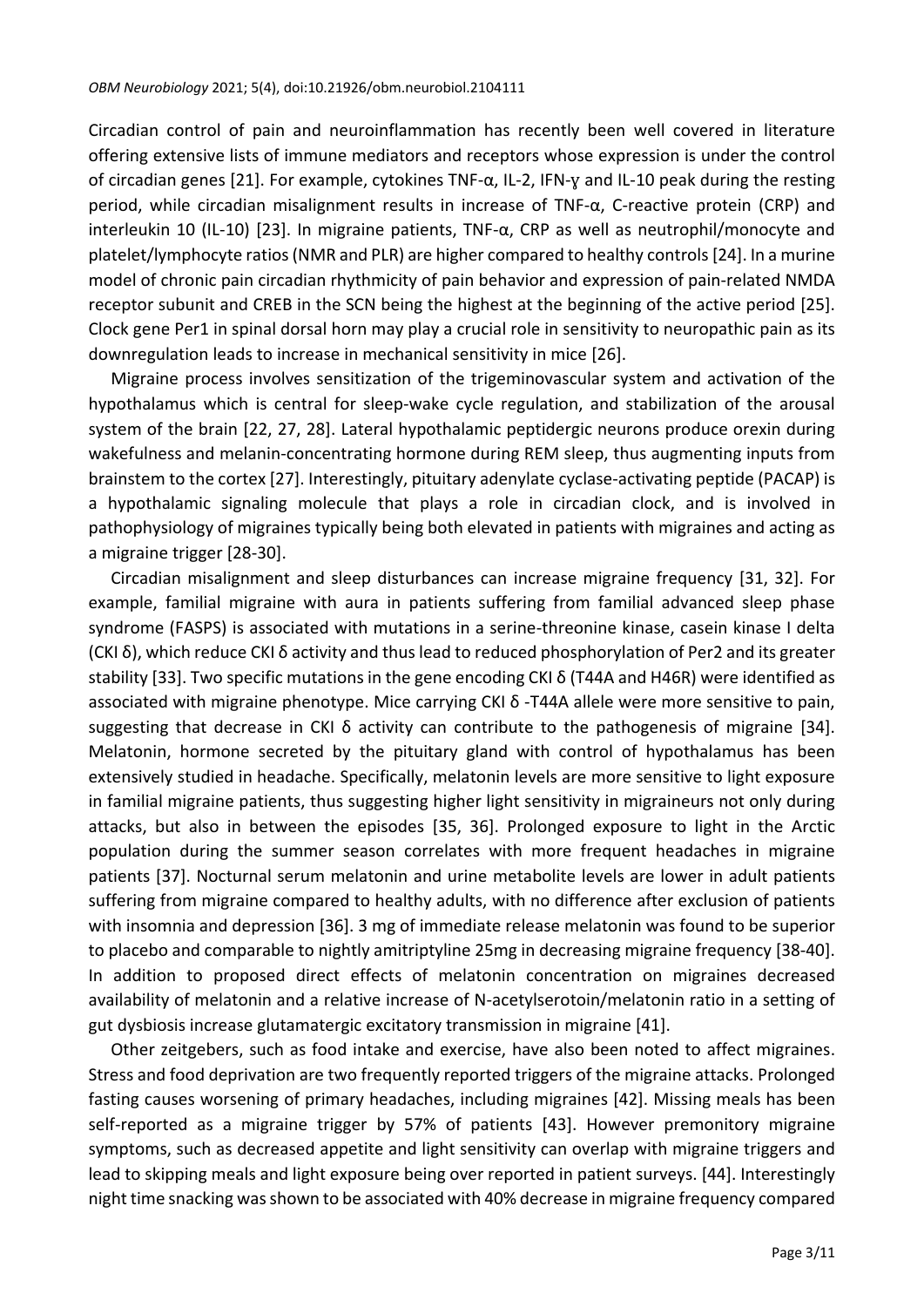Circadian control of pain and neuroinflammation has recently been well covered in literature offering extensive lists of immune mediators and receptors whose expression is under the control of circadian genes [21]. For example, cytokines TNF-α, IL-2, IFN-ɣ and IL-10 peak during the resting period, while circadian misalignment results in increase of TNF-α, C-reactive protein (CRP) and interleukin 10 (IL-10) [23]. In migraine patients, TNF-α, CRP as well as neutrophil/monocyte and platelet/lymphocyte ratios (NMR and PLR) are higher compared to healthy controls [24]. In a murine model of chronic pain circadian rhythmicity of pain behavior and expression of pain-related NMDA receptor subunit and CREB in the SCN being the highest at the beginning of the active period [25]. Clock gene Per1 in spinal dorsal horn may play a crucial role in sensitivity to neuropathic pain as its downregulation leads to increase in mechanical sensitivity in mice [26].

Migraine process involves sensitization of the trigeminovascular system and activation of the hypothalamus which is central for sleep-wake cycle regulation, and stabilization of the arousal system of the brain [22, 27, 28]. Lateral hypothalamic peptidergic neurons produce orexin during wakefulness and melanin-concentrating hormone during REM sleep, thus augmenting inputs from brainstem to the cortex [27]. Interestingly, pituitary adenylate cyclase-activating peptide (PACAP) is a hypothalamic signaling molecule that plays a role in circadian clock, and is involved in pathophysiology of migraines typically being both elevated in patients with migraines and acting as a migraine trigger [28-30].

Circadian misalignment and sleep disturbances can increase migraine frequency [31, 32]. For example, familial migraine with aura in patients suffering from familial advanced sleep phase syndrome (FASPS) is associated with mutations in a serine-threonine kinase, casein kinase I delta (CKI δ), which reduce CKI δ activity and thus lead to reduced phosphorylation of Per2 and its greater stability [33]. Two specific mutations in the gene encoding CKI δ (T44A and H46R) were identified as associated with migraine phenotype. Mice carrying CKI δ -T44A allele were more sensitive to pain, suggesting that decrease in CKI δ activity can contribute to the pathogenesis of migraine [34]. Melatonin, hormone secreted by the pituitary gland with control of hypothalamus has been extensively studied in headache. Specifically, melatonin levels are more sensitive to light exposure in familial migraine patients, thus suggesting higher light sensitivity in migraineurs not only during attacks, but also in between the episodes [35, 36]. Prolonged exposure to light in the Arctic population during the summer season correlates with more frequent headaches in migraine patients [37]. Nocturnal serum melatonin and urine metabolite levels are lower in adult patients suffering from migraine compared to healthy adults, with no difference after exclusion of patients with insomnia and depression [36]. 3 mg of immediate release melatonin was found to be superior to placebo and comparable to nightly amitriptyline 25mg in decreasing migraine frequency [38-40]. In addition to proposed direct effects of melatonin concentration on migraines decreased availability of melatonin and a relative increase of N-acetylserotoin/melatonin ratio in a setting of gut dysbiosis increase glutamatergic excitatory transmission in migraine [41].

Other zeitgebers, such as food intake and exercise, have also been noted to affect migraines. Stress and food deprivation are two frequently reported triggers of the migraine attacks. Prolonged fasting causes worsening of primary headaches, including migraines [42]. Missing meals has been self-reported as a migraine trigger by 57% of patients [43]. However premonitory migraine symptoms, such as decreased appetite and light sensitivity can overlap with migraine triggers and lead to skipping meals and light exposure being over reported in patient surveys. [44]. Interestingly night time snacking was shown to be associated with 40% decrease in migraine frequency compared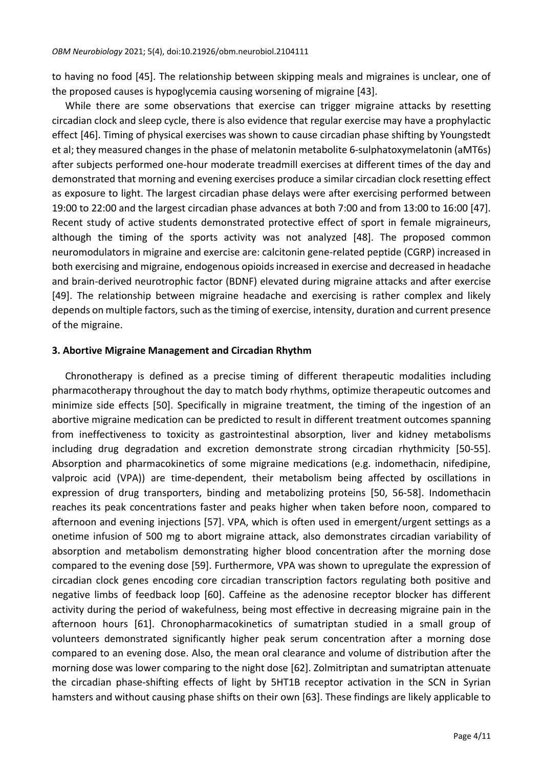to having no food [45]. The relationship between skipping meals and migraines is unclear, one of the proposed causes is hypoglycemia causing worsening of migraine [43].

While there are some observations that exercise can trigger migraine attacks by resetting circadian clock and sleep cycle, there is also evidence that regular exercise may have a prophylactic effect [46]. Timing of physical exercises was shown to cause circadian phase shifting by Youngstedt et al; they measured changes in the phase of melatonin metabolite 6-sulphatoxymelatonin (aMT6s) after subjects performed one-hour moderate treadmill exercises at different times of the day and demonstrated that morning and evening exercises produce a similar circadian clock resetting effect as exposure to light. The largest circadian phase delays were after exercising performed between 19:00 to 22:00 and the largest circadian phase advances at both 7:00 and from 13:00 to 16:00 [47]. Recent study of active students demonstrated protective effect of sport in female migraineurs, although the timing of the sports activity was not analyzed [48]. The proposed common neuromodulators in migraine and exercise are: calcitonin gene-related peptide (CGRP) increased in both exercising and migraine, endogenous opioids increased in exercise and decreased in headache and brain-derived neurotrophic factor (BDNF) elevated during migraine attacks and after exercise [49]. The relationship between migraine headache and exercising is rather complex and likely depends on multiple factors, such as the timing of exercise, intensity, duration and current presence of the migraine.

## 3. Abortive Migraine Management and Circadian Rhythm

Chronotherapy is defined as a precise timing of different therapeutic modalities including pharmacotherapy throughout the day to match body rhythms, optimize therapeutic outcomes and minimize side effects [50]. Specifically in migraine treatment, the timing of the ingestion of an abortive migraine medication can be predicted to result in different treatment outcomes spanning from ineffectiveness to toxicity as gastrointestinal absorption, liver and kidney metabolisms including drug degradation and excretion demonstrate strong circadian rhythmicity [50-55]. Absorption and pharmacokinetics of some migraine medications (e.g. indomethacin, nifedipine, valproic acid (VPA)) are time-dependent, their metabolism being affected by oscillations in expression of drug transporters, binding and metabolizing proteins [50, 56-58]. Indomethacin reaches its peak concentrations faster and peaks higher when taken before noon, compared to afternoon and evening injections [57]. VPA, which is often used in emergent/urgent settings as a onetime infusion of 500 mg to abort migraine attack, also demonstrates circadian variability of absorption and metabolism demonstrating higher blood concentration after the morning dose compared to the evening dose [59]. Furthermore, VPA was shown to upregulate the expression of circadian clock genes encoding core circadian transcription factors regulating both positive and negative limbs of feedback loop [60]. Caffeine as the adenosine receptor blocker has different activity during the period of wakefulness, being most effective in decreasing migraine pain in the afternoon hours [61]. Chronopharmacokinetics of sumatriptan studied in a small group of volunteers demonstrated significantly higher peak serum concentration after a morning dose compared to an evening dose. Also, the mean oral clearance and volume of distribution after the morning dose was lower comparing to the night dose [62]. Zolmitriptan and sumatriptan attenuate the circadian phase-shifting effects of light by 5HT1B receptor activation in the SCN in Syrian hamsters and without causing phase shifts on their own [63]. These findings are likely applicable to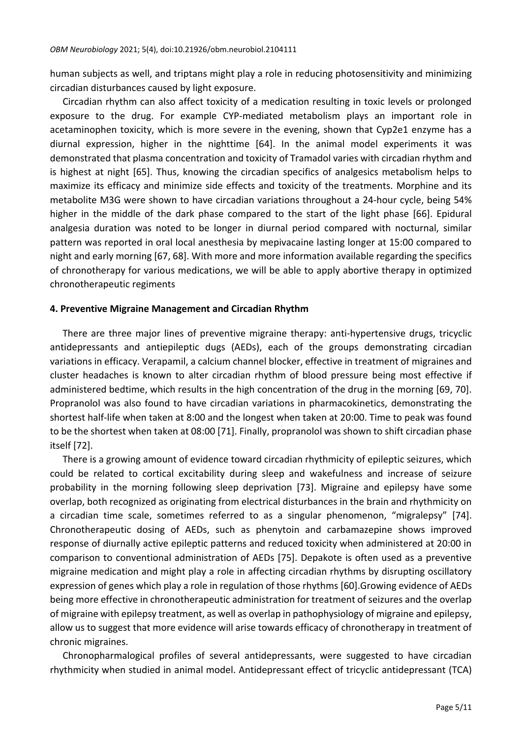human subjects as well, and triptans might play a role in reducing photosensitivity and minimizing circadian disturbances caused by light exposure.

Circadian rhythm can also affect toxicity of a medication resulting in toxic levels or prolonged exposure to the drug. For example CYP-mediated metabolism plays an important role in acetaminophen toxicity, which is more severe in the evening, shown that Cyp2e1 enzyme has a diurnal expression, higher in the nighttime [64]. In the animal model experiments it was demonstrated that plasma concentration and toxicity of Tramadol varies with circadian rhythm and is highest at night [65]. Thus, knowing the circadian specifics of analgesics metabolism helps to maximize its efficacy and minimize side effects and toxicity of the treatments. Morphine and its metabolite M3G were shown to have circadian variations throughout a 24-hour cycle, being 54% higher in the middle of the dark phase compared to the start of the light phase [66]. Epidural analgesia duration was noted to be longer in diurnal period compared with nocturnal, similar pattern was reported in oral local anesthesia by mepivacaine lasting longer at 15:00 compared to night and early morning [67, 68]. With more and more information available regarding the specifics of chronotherapy for various medications, we will be able to apply abortive therapy in optimized chronotherapeutic regiments

## 4. Preventive Migraine Management and Circadian Rhythm

There are three major lines of preventive migraine therapy: anti-hypertensive drugs, tricyclic antidepressants and antiepileptic dugs (AEDs), each of the groups demonstrating circadian variations in efficacy. Verapamil, a calcium channel blocker, effective in treatment of migraines and cluster headaches is known to alter circadian rhythm of blood pressure being most effective if administered bedtime, which results in the high concentration of the drug in the morning [69, 70]. Propranolol was also found to have circadian variations in pharmacokinetics, demonstrating the shortest half-life when taken at 8:00 and the longest when taken at 20:00. Time to peak was found to be the shortest when taken at 08:00 [71]. Finally, propranolol was shown to shift circadian phase itself [72].

There is a growing amount of evidence toward circadian rhythmicity of epileptic seizures, which could be related to cortical excitability during sleep and wakefulness and increase of seizure probability in the morning following sleep deprivation [73]. Migraine and epilepsy have some overlap, both recognized as originating from electrical disturbances in the brain and rhythmicity on a circadian time scale, sometimes referred to as a singular phenomenon, "migralepsy" [74]. Chronotherapeutic dosing of AEDs, such as phenytoin and carbamazepine shows improved response of diurnally active epileptic patterns and reduced toxicity when administered at 20:00 in comparison to conventional administration of AEDs [75]. Depakote is often used as a preventive migraine medication and might play a role in affecting circadian rhythms by disrupting oscillatory expression of genes which play a role in regulation of those rhythms [60].Growing evidence of AEDs being more effective in chronotherapeutic administration for treatment of seizures and the overlap of migraine with epilepsy treatment, as well as overlap in pathophysiology of migraine and epilepsy, allow us to suggest that more evidence will arise towards efficacy of chronotherapy in treatment of chronic migraines.

Chronopharmalogical profiles of several antidepressants, were suggested to have circadian rhythmicity when studied in animal model. Antidepressant effect of tricyclic antidepressant (TCA)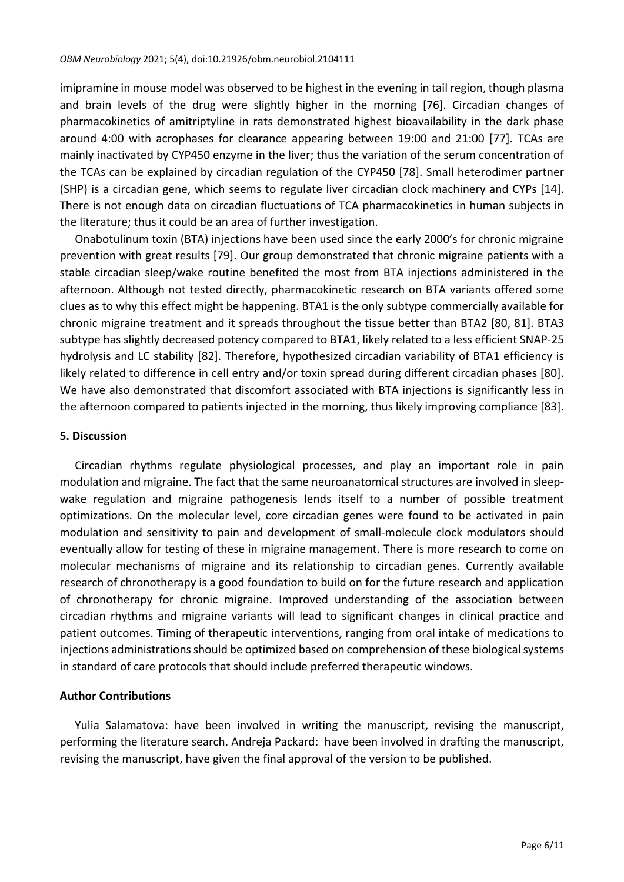imipramine in mouse model was observed to be highest in the evening in tail region, though plasma and brain levels of the drug were slightly higher in the morning [76]. Circadian changes of pharmacokinetics of amitriptyline in rats demonstrated highest bioavailability in the dark phase around 4:00 with acrophases for clearance appearing between 19:00 and 21:00 [77]. TCAs are mainly inactivated by CYP450 enzyme in the liver; thus the variation of the serum concentration of the TCAs can be explained by circadian regulation of the CYP450 [78]. Small heterodimer partner (SHP) is a circadian gene, which seems to regulate liver circadian clock machinery and CYPs [14]. There is not enough data on circadian fluctuations of TCA pharmacokinetics in human subjects in the literature; thus it could be an area of further investigation.

Onabotulinum toxin (BTA) injections have been used since the early 2000's for chronic migraine prevention with great results [79]. Our group demonstrated that chronic migraine patients with a stable circadian sleep/wake routine benefited the most from BTA injections administered in the afternoon. Although not tested directly, pharmacokinetic research on BTA variants offered some clues as to why this effect might be happening. BTA1 is the only subtype commercially available for chronic migraine treatment and it spreads throughout the tissue better than BTA2 [80, 81]. BTA3 subtype has slightly decreased potency compared to BTA1, likely related to a less efficient SNAP-25 hydrolysis and LC stability [82]. Therefore, hypothesized circadian variability of BTA1 efficiency is likely related to difference in cell entry and/or toxin spread during different circadian phases [80]. We have also demonstrated that discomfort associated with BTA injections is significantly less in the afternoon compared to patients injected in the morning, thus likely improving compliance [83].

## 5. Discussion

Circadian rhythms regulate physiological processes, and play an important role in pain modulation and migraine. The fact that the same neuroanatomical structures are involved in sleep-wake regulation and migraine pathogenesis lends itself to a number of possible treatment optimizations. On the molecular level, core circadian genes were found to be activated in pain modulation and sensitivity to pain and development of small-molecule clock modulators should eventually allow for testing of these in migraine management. There is more research to come on molecular mechanisms of migraine and its relationship to circadian genes. Currently available research of chronotherapy is a good foundation to build on for the future research and application of chronotherapy for chronic migraine. Improved understanding of the association between circadian rhythms and migraine variants will lead to significant changes in clinical practice and patient outcomes. Timing of therapeutic interventions, ranging from oral intake of medications to injections administrations should be optimized based on comprehension of these biological systems in standard of care protocols that should include preferred therapeutic windows.

## Author Contributions

Yulia Salamatova: have been involved in writing the manuscript, revising the manuscript, performing the literature search. Andreja Packard: have been involved in drafting the manuscript, revising the manuscript, have given the final approval of the version to be published.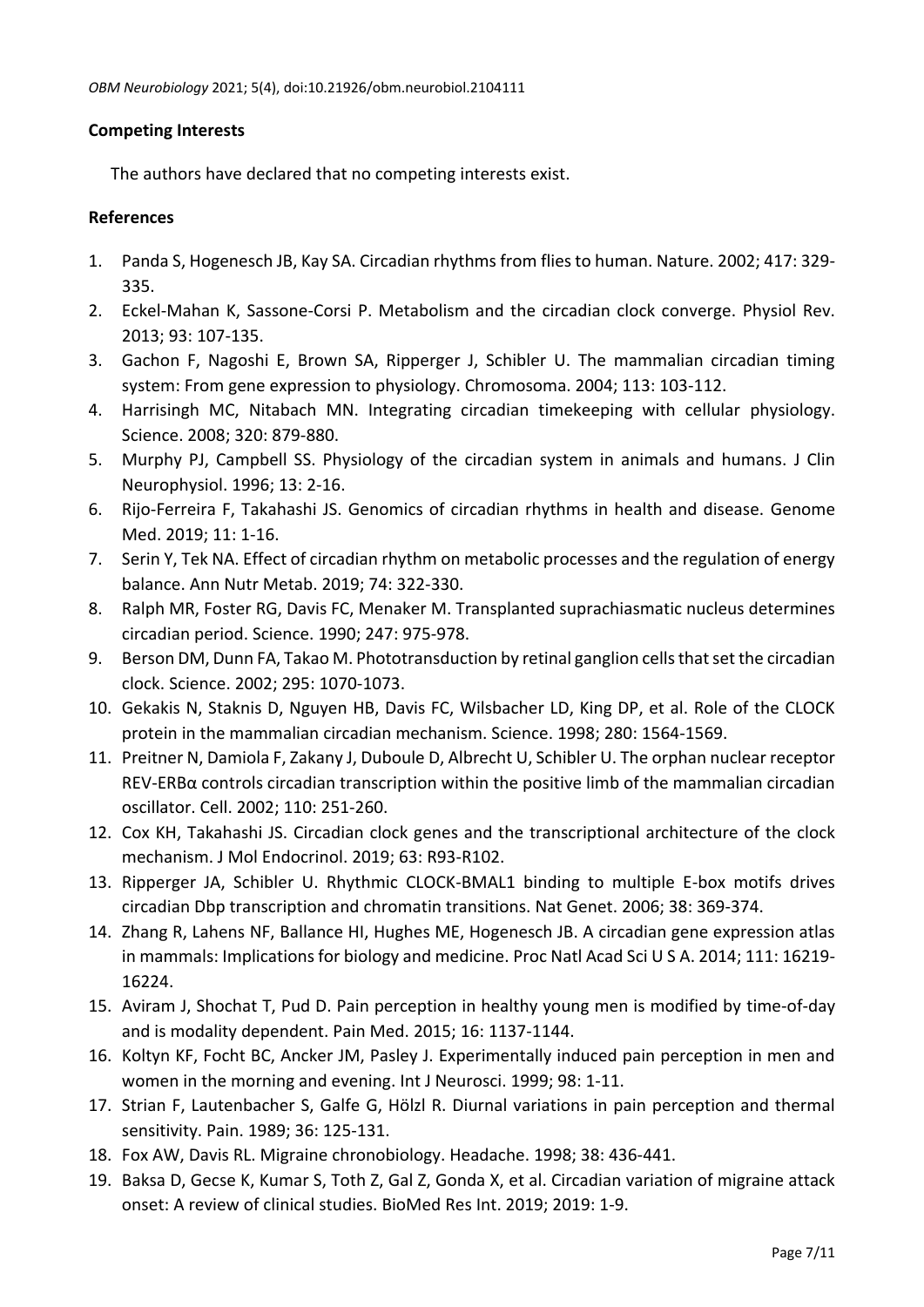## Competing Interests

The authors have declared that no competing interests exist.

## References

1. Panda S, Hogenesch JB, Kay SA. Circadian rhythms from flies to human. Nature. 2002; 417: 329-335.
2. Eckel-Mahan K, Sassone-Corsi P. Metabolism and the circadian clock converge. Physiol Rev. 2013; 93: 107-135.
3. Gachon F, Nagoshi E, Brown SA, Ripperger J, Schibler U. The mammalian circadian timing system: From gene expression to physiology. Chromosoma. 2004; 113: 103-112.
4. Harrisingh MC, Nitabach MN. Integrating circadian timekeeping with cellular physiology. Science. 2008; 320: 879-880.
5. Murphy PJ, Campbell SS. Physiology of the circadian system in animals and humans. J Clin Neurophysiol. 1996; 13: 2-16.
6. Rijo-Ferreira F, Takahashi JS. Genomics of circadian rhythms in health and disease. Genome Med. 2019; 11: 1-16.
7. Serin Y, Tek NA. Effect of circadian rhythm on metabolic processes and the regulation of energy balance. Ann Nutr Metab. 2019; 74: 322-330.
8. Ralph MR, Foster RG, Davis FC, Menaker M. Transplanted suprachiasmatic nucleus determines circadian period. Science. 1990; 247: 975-978.
9. Berson DM, Dunn FA, Takao M. Phototransduction by retinal ganglion cells that set the circadian clock. Science. 2002; 295: 1070-1073.
10. Gekakis N, Staknis D, Nguyen HB, Davis FC, Wilsbacher LD, King DP, et al. Role of the CLOCK protein in the mammalian circadian mechanism. Science. 1998; 280: 1564-1569.
11. Preitner N, Damiola F, Zakany J, Duboule D, Albrecht U, Schibler U. The orphan nuclear receptor REV-ERBα controls circadian transcription within the positive limb of the mammalian circadian oscillator. Cell. 2002; 110: 251-260.
12. Cox KH, Takahashi JS. Circadian clock genes and the transcriptional architecture of the clock mechanism. J Mol Endocrinol. 2019; 63: R93-R102.
13. Ripperger JA, Schibler U. Rhythmic CLOCK-BMAL1 binding to multiple E-box motifs drives circadian Dbp transcription and chromatin transitions. Nat Genet. 2006; 38: 369-374.
14. Zhang R, Lahens NF, Ballance HI, Hughes ME, Hogenesch JB. A circadian gene expression atlas in mammals: Implications for biology and medicine. Proc Natl Acad Sci U S A. 2014; 111: 16219-16224.
15. Aviram J, Shochat T, Pud D. Pain perception in healthy young men is modified by time-of-day and is modality dependent. Pain Med. 2015; 16: 1137-1144.
16. Koltyn KF, Focht BC, Ancker JM, Pasley J. Experimentally induced pain perception in men and women in the morning and evening. Int J Neurosci. 1999; 98: 1-11.
17. Strian F, Lautenbacher S, Galfe G, Hölzl R. Diurnal variations in pain perception and thermal sensitivity. Pain. 1989; 36: 125-131.
18. Fox AW, Davis RL. Migraine chronobiology. Headache. 1998; 38: 436-441.
19. Baksa D, Gecse K, Kumar S, Toth Z, Gal Z, Gonda X, et al. Circadian variation of migraine attack onset: A review of clinical studies. BioMed Res Int. 2019; 2019: 1-9.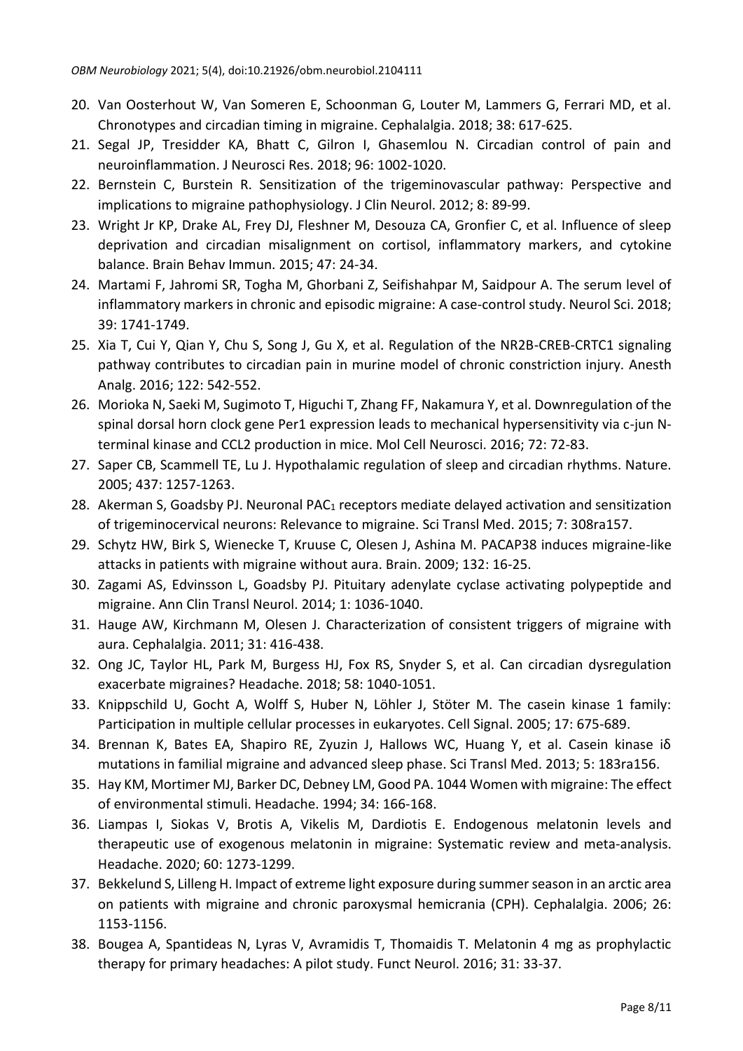20. Van Oosterhout W, Van Someren E, Schoonman G, Louter M, Lammers G, Ferrari MD, et al. Chronotypes and circadian timing in migraine. Cephalalgia. 2018; 38: 617-625.
21. Segal JP, Tresidder KA, Bhatt C, Gilron I, Ghasemlou N. Circadian control of pain and neuroinflammation. J Neurosci Res. 2018; 96: 1002-1020.
22. Bernstein C, Burstein R. Sensitization of the trigeminovascular pathway: Perspective and implications to migraine pathophysiology. J Clin Neurol. 2012; 8: 89-99.
23. Wright Jr KP, Drake AL, Frey DJ, Fleshner M, Desouza CA, Gronfier C, et al. Influence of sleep deprivation and circadian misalignment on cortisol, inflammatory markers, and cytokine balance. Brain Behav Immun. 2015; 47: 24-34.
24. Martami F, Jahromi SR, Togha M, Ghorbani Z, Seifishahpar M, Saidpour A. The serum level of inflammatory markers in chronic and episodic migraine: A case-control study. Neurol Sci. 2018; 39: 1741-1749.
25. Xia T, Cui Y, Qian Y, Chu S, Song J, Gu X, et al. Regulation of the NR2B-CREB-CRTC1 signaling pathway contributes to circadian pain in murine model of chronic constriction injury. Anesth Analg. 2016; 122: 542-552.
26. Morioka N, Saeki M, Sugimoto T, Higuchi T, Zhang FF, Nakamura Y, et al. Downregulation of the spinal dorsal horn clock gene Per1 expression leads to mechanical hypersensitivity via c-jun N-terminal kinase and CCL2 production in mice. Mol Cell Neurosci. 2016; 72: 72-83.
27. Saper CB, Scammell TE, Lu J. Hypothalamic regulation of sleep and circadian rhythms. Nature. 2005; 437: 1257-1263.
28. Akerman S, Goadsby PJ. Neuronal $PAC_1$ receptors mediate delayed activation and sensitization of trigeminocervical neurons: Relevance to migraine. Sci Transl Med. 2015; 7: 308ra157.
29. Schytz HW, Birk S, Wienecke T, Kruuse C, Olesen J, Ashina M. PACAP38 induces migraine-like attacks in patients with migraine without aura. Brain. 2009; 132: 16-25.
30. Zagami AS, Edvinsson L, Goadsby PJ. Pituitary adenylate cyclase activating polypeptide and migraine. Ann Clin Transl Neurol. 2014; 1: 1036-1040.
31. Hauge AW, Kirchmann M, Olesen J. Characterization of consistent triggers of migraine with aura. Cephalalgia. 2011; 31: 416-438.
32. Ong JC, Taylor HL, Park M, Burgess HJ, Fox RS, Snyder S, et al. Can circadian dysregulation exacerbate migraines? Headache. 2018; 58: 1040-1051.
33. Knippschild U, Gocht A, Wolff S, Huber N, Löhler J, Stöter M. The casein kinase 1 family: Participation in multiple cellular processes in eukaryotes. Cell Signal. 2005; 17: 675-689.
34. Brennan K, Bates EA, Shapiro RE, Zyuzin J, Hallows WC, Huang Y, et al. Casein kinase iδ mutations in familial migraine and advanced sleep phase. Sci Transl Med. 2013; 5: 183ra156.
35. Hay KM, Mortimer MJ, Barker DC, Debney LM, Good PA. 1044 Women with migraine: The effect of environmental stimuli. Headache. 1994; 34: 166-168.
36. Liampas I, Siokas V, Brotis A, Vikelis M, Dardiotis E. Endogenous melatonin levels and therapeutic use of exogenous melatonin in migraine: Systematic review and meta-analysis. Headache. 2020; 60: 1273-1299.
37. Bekkelund S, Lilleng H. Impact of extreme light exposure during summer season in an arctic area on patients with migraine and chronic paroxysmal hemicrania (CPH). Cephalalgia. 2006; 26: 1153-1156.
38. Bougea A, Spantideas N, Lyras V, Avramidis T, Thomaidis T. Melatonin 4 mg as prophylactic therapy for primary headaches: A pilot study. Funct Neurol. 2016; 31: 33-37.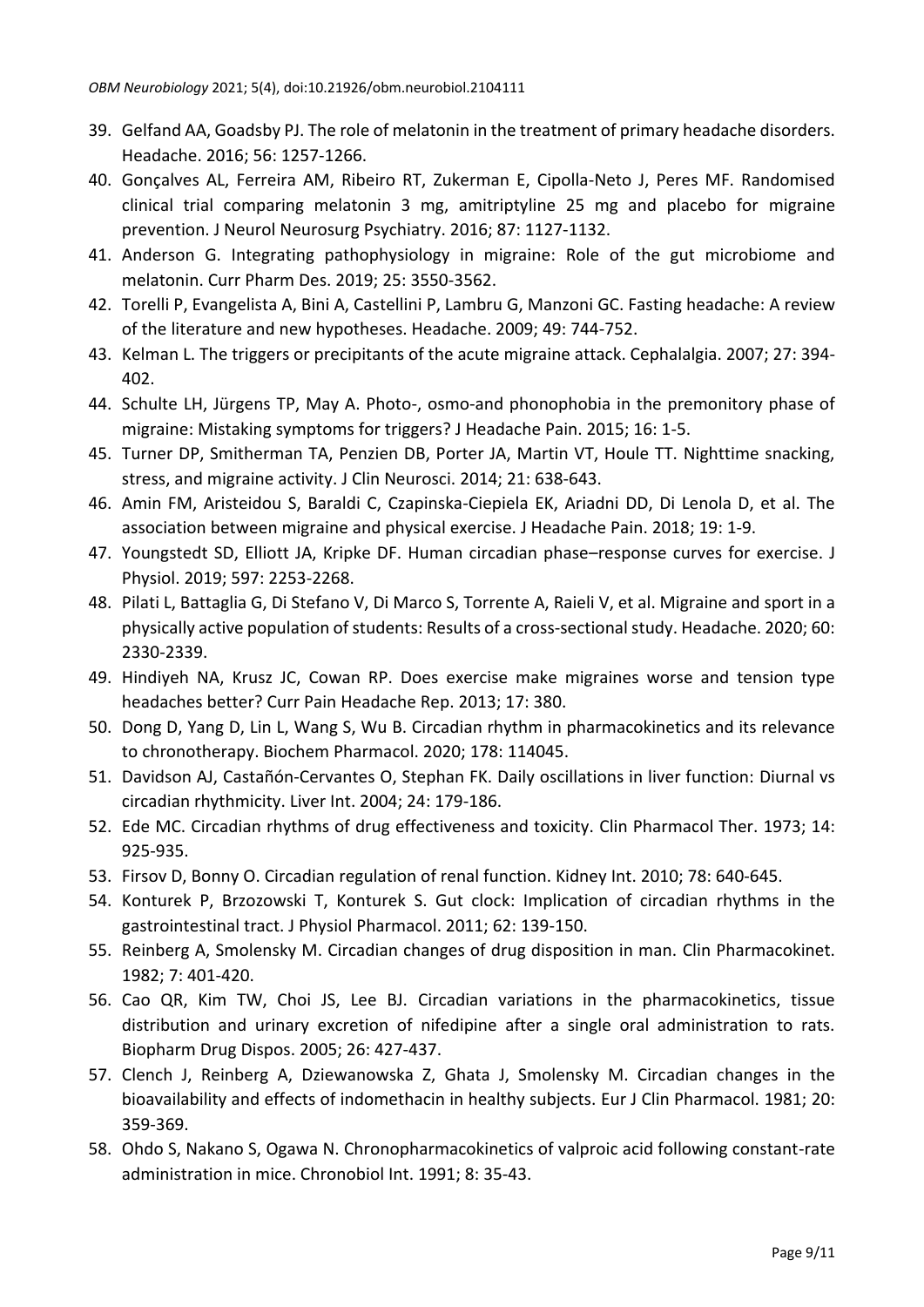39. Gelfand AA, Goadsby PJ. The role of melatonin in the treatment of primary headache disorders. Headache. 2016; 56: 1257-1266.
40. Gonçalves AL, Ferreira AM, Ribeiro RT, Zukerman E, Cipolla-Neto J, Peres MF. Randomised clinical trial comparing melatonin 3 mg, amitriptyline 25 mg and placebo for migraine prevention. J Neurol Neurosurg Psychiatry. 2016; 87: 1127-1132.
41. Anderson G. Integrating pathophysiology in migraine: Role of the gut microbiome and melatonin. Curr Pharm Des. 2019; 25: 3550-3562.
42. Torelli P, Evangelista A, Bini A, Castellini P, Lambru G, Manzoni GC. Fasting headache: A review of the literature and new hypotheses. Headache. 2009; 49: 744-752.
43. Kelman L. The triggers or precipitants of the acute migraine attack. Cephalalgia. 2007; 27: 394-402.
44. Schulte LH, Jürgens TP, May A. Photo-, osmo-and phonophobia in the premonitory phase of migraine: Mistaking symptoms for triggers? J Headache Pain. 2015; 16: 1-5.
45. Turner DP, Smitherman TA, Penzien DB, Porter JA, Martin VT, Houle TT. Nighttime snacking, stress, and migraine activity. J Clin Neurosci. 2014; 21: 638-643.
46. Amin FM, Aristeidou S, Baraldi C, Czapinska-Ciepiela EK, Ariadni DD, Di Lenola D, et al. The association between migraine and physical exercise. J Headache Pain. 2018; 19: 1-9.
47. Youngstedt SD, Elliott JA, Kripke DF. Human circadian phase–response curves for exercise. J Physiol. 2019; 597: 2253-2268.
48. Pilati L, Battaglia G, Di Stefano V, Di Marco S, Torrente A, Raieli V, et al. Migraine and sport in a physically active population of students: Results of a cross-sectional study. Headache. 2020; 60: 2330-2339.
49. Hindiyeh NA, Krusz JC, Cowan RP. Does exercise make migraines worse and tension type headaches better? Curr Pain Headache Rep. 2013; 17: 380.
50. Dong D, Yang D, Lin L, Wang S, Wu B. Circadian rhythm in pharmacokinetics and its relevance to chronotherapy. Biochem Pharmacol. 2020; 178: 114045.
51. Davidson AJ, Castañón-Cervantes O, Stephan FK. Daily oscillations in liver function: Diurnal vs circadian rhythmicity. Liver Int. 2004; 24: 179-186.
52. Ede MC. Circadian rhythms of drug effectiveness and toxicity. Clin Pharmacol Ther. 1973; 14: 925-935.
53. Firsov D, Bonny O. Circadian regulation of renal function. Kidney Int. 2010; 78: 640-645.
54. Konturek P, Brzozowski T, Konturek S. Gut clock: Implication of circadian rhythms in the gastrointestinal tract. J Physiol Pharmacol. 2011; 62: 139-150.
55. Reinberg A, Smolensky M. Circadian changes of drug disposition in man. Clin Pharmacokinet. 1982; 7: 401-420.
56. Cao QR, Kim TW, Choi JS, Lee BJ. Circadian variations in the pharmacokinetics, tissue distribution and urinary excretion of nifedipine after a single oral administration to rats. Biopharm Drug Dispos. 2005; 26: 427-437.
57. Clench J, Reinberg A, Dziewanowska Z, Ghata J, Smolensky M. Circadian changes in the bioavailability and effects of indomethacin in healthy subjects. Eur J Clin Pharmacol. 1981; 20: 359-369.
58. Ohdo S, Nakano S, Ogawa N. Chronopharmacokinetics of valproic acid following constant-rate administration in mice. Chronobiol Int. 1991; 8: 35-43.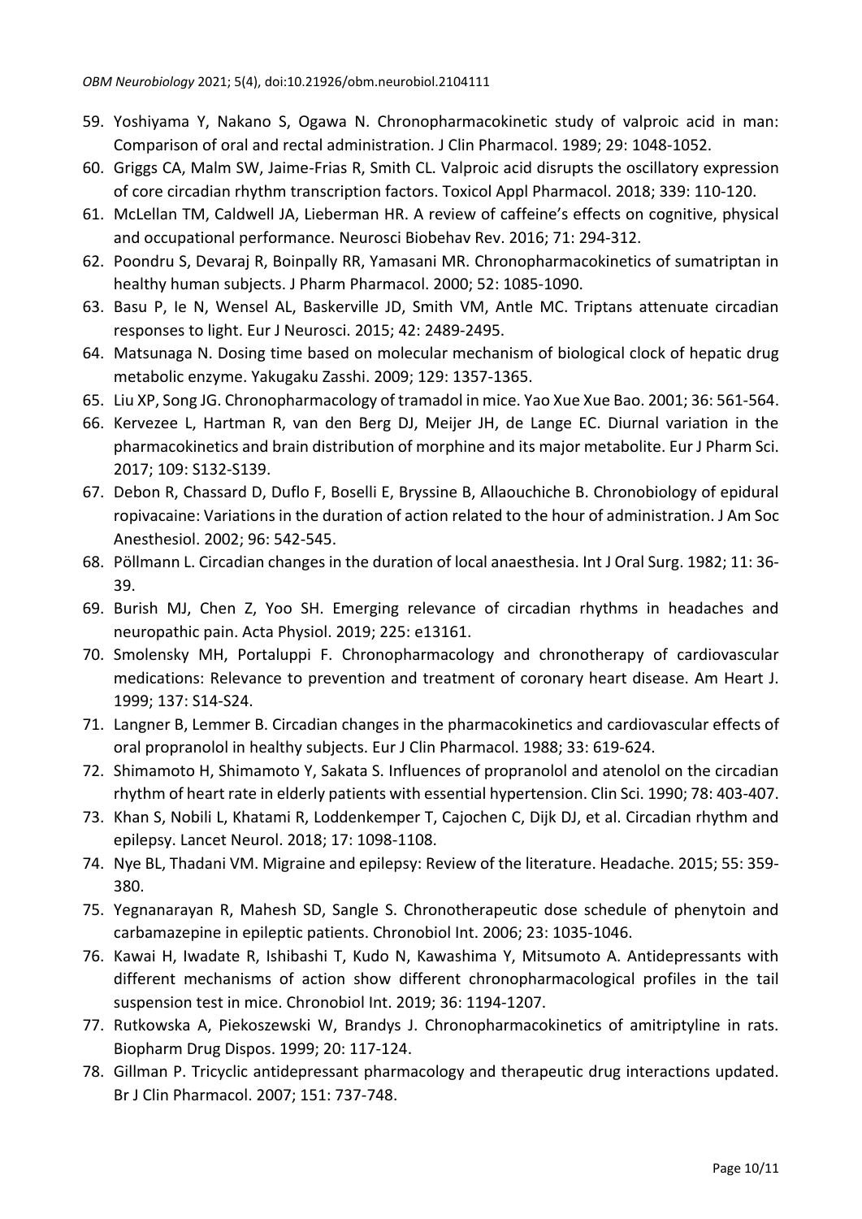59. Yoshiyama Y, Nakano S, Ogawa N. Chronopharmacokinetic study of valproic acid in man: Comparison of oral and rectal administration. J Clin Pharmacol. 1989; 29: 1048-1052.
60. Griggs CA, Malm SW, Jaime-Frias R, Smith CL. Valproic acid disrupts the oscillatory expression of core circadian rhythm transcription factors. Toxicol Appl Pharmacol. 2018; 339: 110-120.
61. McLellan TM, Caldwell JA, Lieberman HR. A review of caffeine's effects on cognitive, physical and occupational performance. Neurosci Biobehav Rev. 2016; 71: 294-312.
62. Poondru S, Devaraj R, Boinpally RR, Yamasani MR. Chronopharmacokinetics of sumatriptan in healthy human subjects. J Pharm Pharmacol. 2000; 52: 1085-1090.
63. Basu P, Ie N, Wensel AL, Baskerville JD, Smith VM, Antle MC. Triptans attenuate circadian responses to light. Eur J Neurosci. 2015; 42: 2489-2495.
64. Matsunaga N. Dosing time based on molecular mechanism of biological clock of hepatic drug metabolic enzyme. Yakugaku Zasshi. 2009; 129: 1357-1365.
65. Liu XP, Song JG. Chronopharmacology of tramadol in mice. Yao Xue Xue Bao. 2001; 36: 561-564.
66. Kervezee L, Hartman R, van den Berg DJ, Meijer JH, de Lange EC. Diurnal variation in the pharmacokinetics and brain distribution of morphine and its major metabolite. Eur J Pharm Sci. 2017; 109: S132-S139.
67. Debon R, Chassard D, Duflo F, Boselli E, Bryssine B, Allaouchiche B. Chronobiology of epidural ropivacaine: Variations in the duration of action related to the hour of administration. J Am Soc Anesthesiol. 2002; 96: 542-545.
68. Pöllmann L. Circadian changes in the duration of local anaesthesia. Int J Oral Surg. 1982; 11: 36-39.
69. Burish MJ, Chen Z, Yoo SH. Emerging relevance of circadian rhythms in headaches and neuropathic pain. Acta Physiol. 2019; 225: e13161.
70. Smolensky MH, Portaluppi F. Chronopharmacology and chronotherapy of cardiovascular medications: Relevance to prevention and treatment of coronary heart disease. Am Heart J. 1999; 137: S14-S24.
71. Langner B, Lemmer B. Circadian changes in the pharmacokinetics and cardiovascular effects of oral propranolol in healthy subjects. Eur J Clin Pharmacol. 1988; 33: 619-624.
72. Shimamoto H, Shimamoto Y, Sakata S. Influences of propranolol and atenolol on the circadian rhythm of heart rate in elderly patients with essential hypertension. Clin Sci. 1990; 78: 403-407.
73. Khan S, Nobili L, Khatami R, Loddenkemper T, Cajochen C, Dijk DJ, et al. Circadian rhythm and epilepsy. Lancet Neurol. 2018; 17: 1098-1108.
74. Nye BL, Thadani VM. Migraine and epilepsy: Review of the literature. Headache. 2015; 55: 359-380.
75. Yegnanarayan R, Mahesh SD, Sangle S. Chronotherapeutic dose schedule of phenytoin and carbamazepine in epileptic patients. Chronobiol Int. 2006; 23: 1035-1046.
76. Kawai H, Iwadate R, Ishibashi T, Kudo N, Kawashima Y, Mitsumoto A. Antidepressants with different mechanisms of action show different chronopharmacological profiles in the tail suspension test in mice. Chronobiol Int. 2019; 36: 1194-1207.
77. Rutkowska A, Piekoszewski W, Brandys J. Chronopharmacokinetics of amitriptyline in rats. Biopharm Drug Dispos. 1999; 20: 117-124.
78. Gillman P. Tricyclic antidepressant pharmacology and therapeutic drug interactions updated. Br J Clin Pharmacol. 2007; 151: 737-748.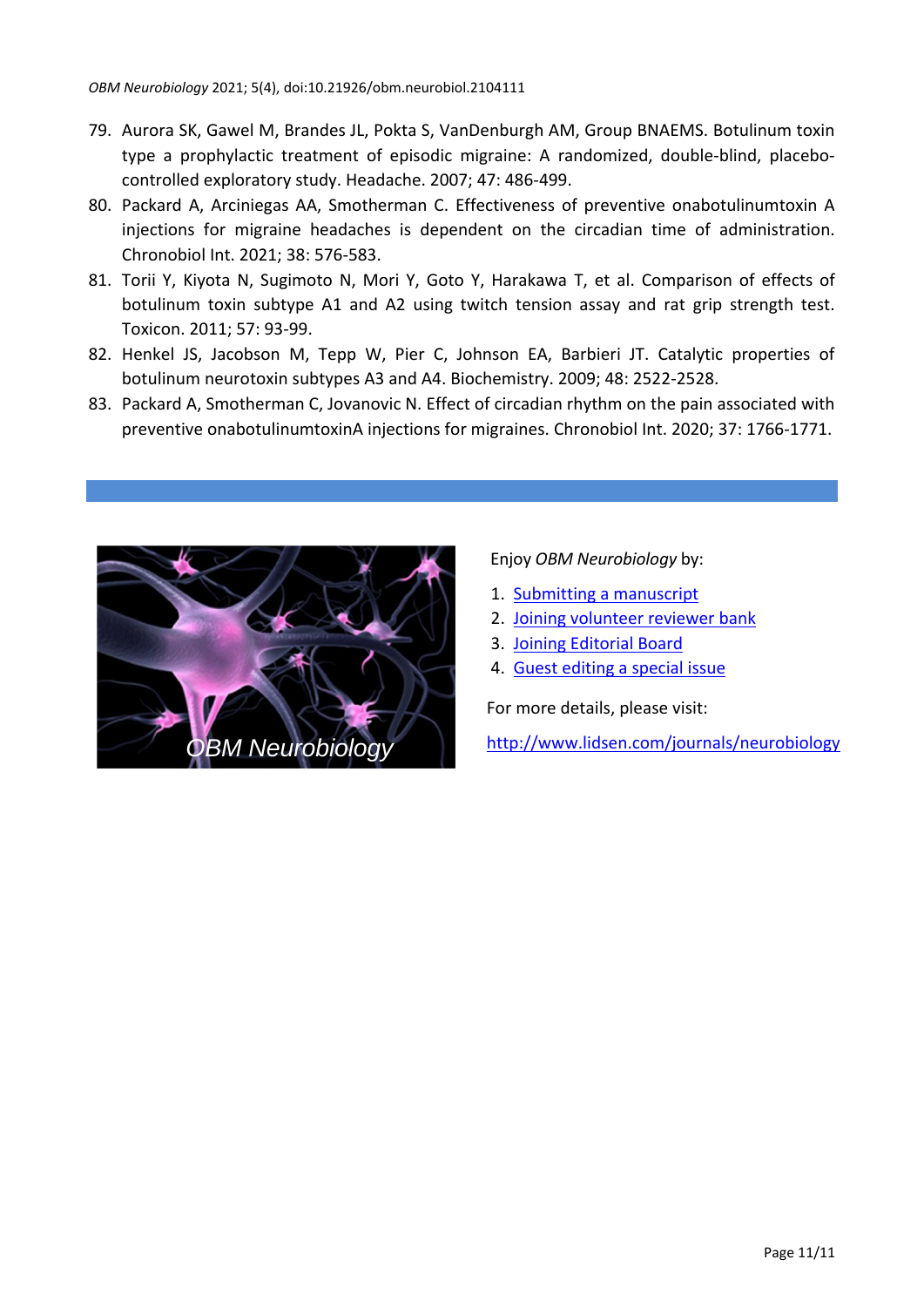79. Aurora SK, Gawel M, Brandes JL, Pokta S, VanDenburgh AM, Group BNAEMS. Botulinum toxin type a prophylactic treatment of episodic migraine: A randomized, double-blind, placebo-controlled exploratory study. Headache. 2007; 47: 486-499.
80. Packard A, Arciniegas AA, Smotherman C. Effectiveness of preventive onabotulinumtoxin A injections for migraine headaches is dependent on the circadian time of administration. Chronobiol Int. 2021; 38: 576-583.
81. Torii Y, Kiyota N, Sugimoto N, Mori Y, Goto Y, Harakawa T, et al. Comparison of effects of botulinum toxin subtype A1 and A2 using twitch tension assay and rat grip strength test. Toxicon. 2011; 57: 93-99.
82. Henkel JS, Jacobson M, Tepp W, Pier C, Johnson EA, Barbieri JT. Catalytic properties of botulinum neurotoxin subtypes A3 and A4. Biochemistry. 2009; 48: 2522-2528.
83. Packard A, Smotherman C, Jovanovic N. Effect of circadian rhythm on the pain associated with preventive onabotulinumtoxinA injections for migraines. Chronobiol Int. 2020; 37: 1766-1771.

OBM Neurobiology

Enjoy *OBM Neurobiology* by:

1. Submitting a manuscript
2. Joining volunteer reviewer bank
3. Joining Editorial Board
4. Guest editing a special issue

For more details, please visit:

http://www.lidsen.com/journals/neurobiology